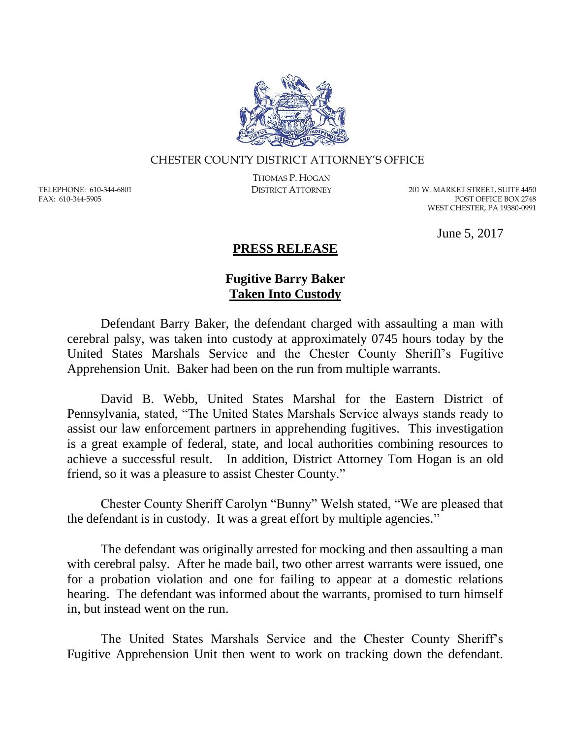CHESTER COUNTY DISTRICT ATTORNEY'S OFFICE

THOMAS P. HOGAN
DISTRICT ATTORNEY

TELEPHONE: 610-344-6801
FAX: 610-344-5905

201 W. MARKET STREET, SUITE 4450
POST OFFICE BOX 2748
WEST CHESTER, PA 19380-0991

June 5, 2017

# **PRESS RELEASE**

## **Fugitive Barry Baker**
## **Taken Into Custody**

Defendant Barry Baker, the defendant charged with assaulting a man with cerebral palsy, was taken into custody at approximately 0745 hours today by the United States Marshals Service and the Chester County Sheriff's Fugitive Apprehension Unit. Baker had been on the run from multiple warrants.

David B. Webb, United States Marshal for the Eastern District of Pennsylvania, stated, "The United States Marshals Service always stands ready to assist our law enforcement partners in apprehending fugitives. This investigation is a great example of federal, state, and local authorities combining resources to achieve a successful result. In addition, District Attorney Tom Hogan is an old friend, so it was a pleasure to assist Chester County."

Chester County Sheriff Carolyn "Bunny" Welsh stated, "We are pleased that the defendant is in custody. It was a great effort by multiple agencies."

The defendant was originally arrested for mocking and then assaulting a man with cerebral palsy. After he made bail, two other arrest warrants were issued, one for a probation violation and one for failing to appear at a domestic relations hearing. The defendant was informed about the warrants, promised to turn himself in, but instead went on the run.

The United States Marshals Service and the Chester County Sheriff's Fugitive Apprehension Unit then went to work on tracking down the defendant.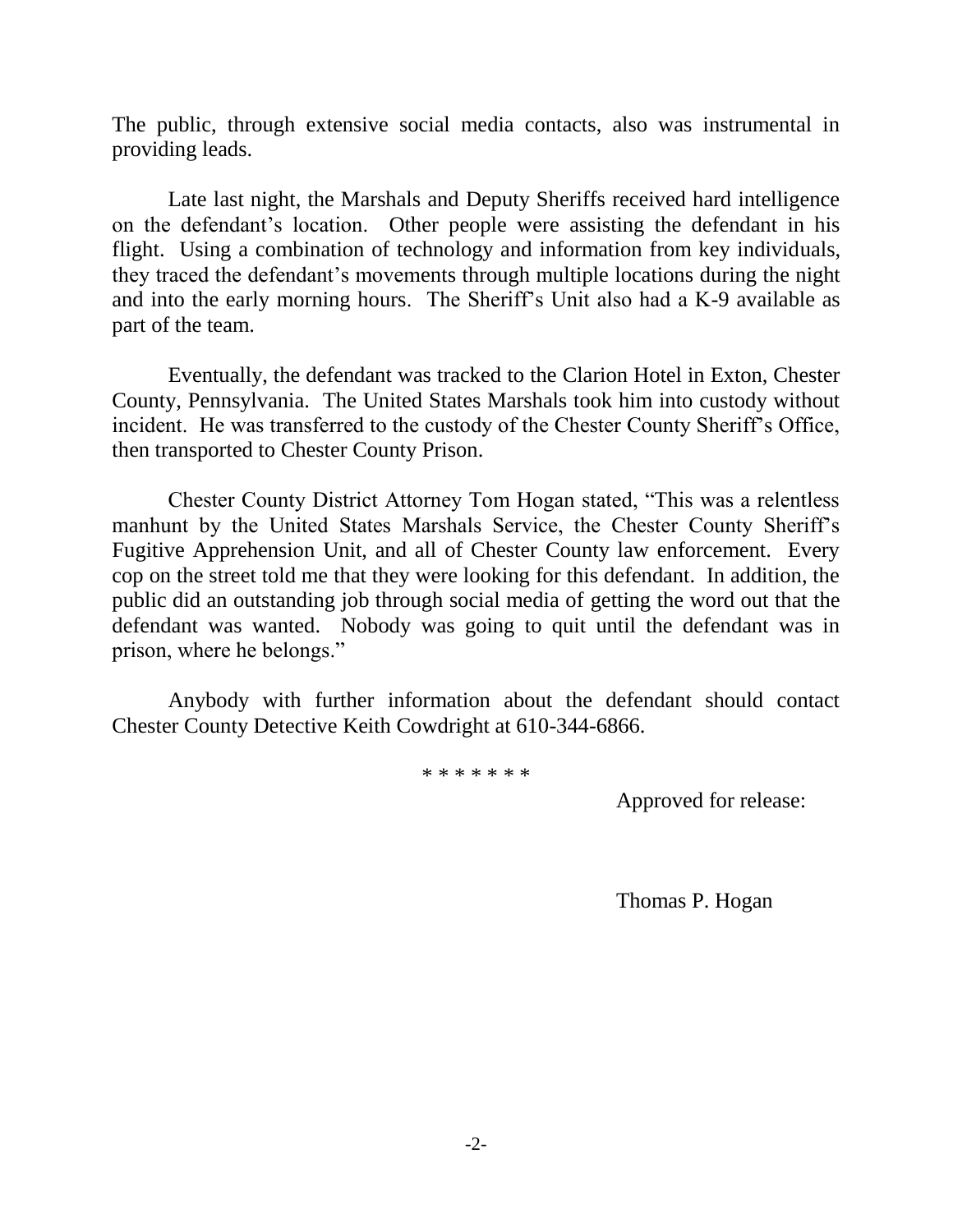The public, through extensive social media contacts, also was instrumental in providing leads.

Late last night, the Marshals and Deputy Sheriffs received hard intelligence on the defendant's location. Other people were assisting the defendant in his flight. Using a combination of technology and information from key individuals, they traced the defendant's movements through multiple locations during the night and into the early morning hours. The Sheriff's Unit also had a K-9 available as part of the team.

Eventually, the defendant was tracked to the Clarion Hotel in Exton, Chester County, Pennsylvania. The United States Marshals took him into custody without incident. He was transferred to the custody of the Chester County Sheriff's Office, then transported to Chester County Prison.

Chester County District Attorney Tom Hogan stated, "This was a relentless manhunt by the United States Marshals Service, the Chester County Sheriff's Fugitive Apprehension Unit, and all of Chester County law enforcement. Every cop on the street told me that they were looking for this defendant. In addition, the public did an outstanding job through social media of getting the word out that the defendant was wanted. Nobody was going to quit until the defendant was in prison, where he belongs."

Anybody with further information about the defendant should contact Chester County Detective Keith Cowdright at 610-344-6866.

* * * * * * *

Approved for release:

Thomas P. Hogan